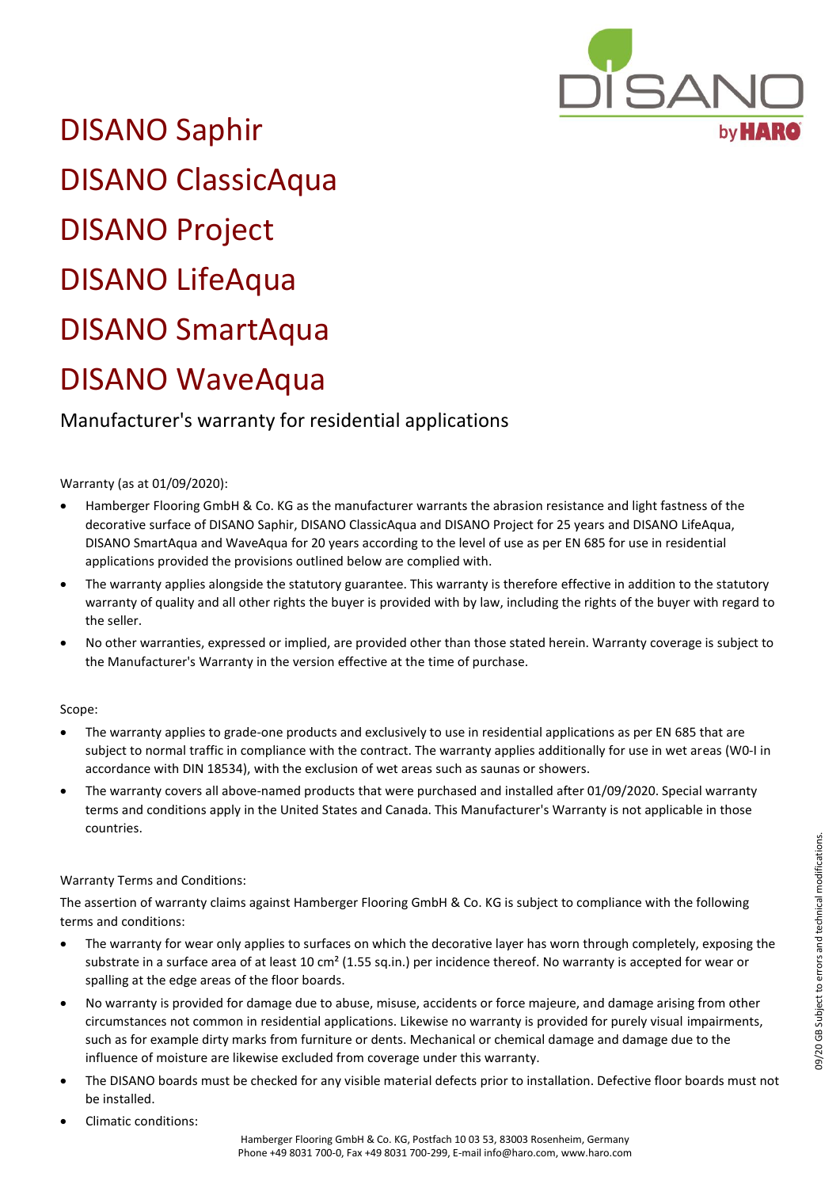# DISANO Saphir
# DISANO ClassicAqua
# DISANO Project
# DISANO LifeAqua
# DISANO SmartAqua
# DISANO WaveAqua

## Manufacturer's warranty for residential applications

Warranty (as at 01/09/2020):

- Hamberger Flooring GmbH & Co. KG as the manufacturer warrants the abrasion resistance and light fastness of the decorative surface of DISANO Saphir, DISANO ClassicAqua and DISANO Project for 25 years and DISANO LifeAqua, DISANO SmartAqua and WaveAqua for 20 years according to the level of use as per EN 685 for use in residential applications provided the provisions outlined below are complied with.
- The warranty applies alongside the statutory guarantee. This warranty is therefore effective in addition to the statutory warranty of quality and all other rights the buyer is provided with by law, including the rights of the buyer with regard to the seller.
- No other warranties, expressed or implied, are provided other than those stated herein. Warranty coverage is subject to the Manufacturer's Warranty in the version effective at the time of purchase.

Scope:

- The warranty applies to grade-one products and exclusively to use in residential applications as per EN 685 that are subject to normal traffic in compliance with the contract. The warranty applies additionally for use in wet areas (W0-I in accordance with DIN 18534), with the exclusion of wet areas such as saunas or showers.
- The warranty covers all above-named products that were purchased and installed after 01/09/2020. Special warranty terms and conditions apply in the United States and Canada. This Manufacturer's Warranty is not applicable in those countries.

Warranty Terms and Conditions:

The assertion of warranty claims against Hamberger Flooring GmbH & Co. KG is subject to compliance with the following terms and conditions:

- The warranty for wear only applies to surfaces on which the decorative layer has worn through completely, exposing the substrate in a surface area of at least 10 cm² (1.55 sq.in.) per incidence thereof. No warranty is accepted for wear or spalling at the edge areas of the floor boards.
- No warranty is provided for damage due to abuse, misuse, accidents or force majeure, and damage arising from other circumstances not common in residential applications. Likewise no warranty is provided for purely visual impairments, such as for example dirty marks from furniture or dents. Mechanical or chemical damage and damage due to the influence of moisture are likewise excluded from coverage under this warranty.
- The DISANO boards must be checked for any visible material defects prior to installation. Defective floor boards must not be installed.
- Climatic conditions: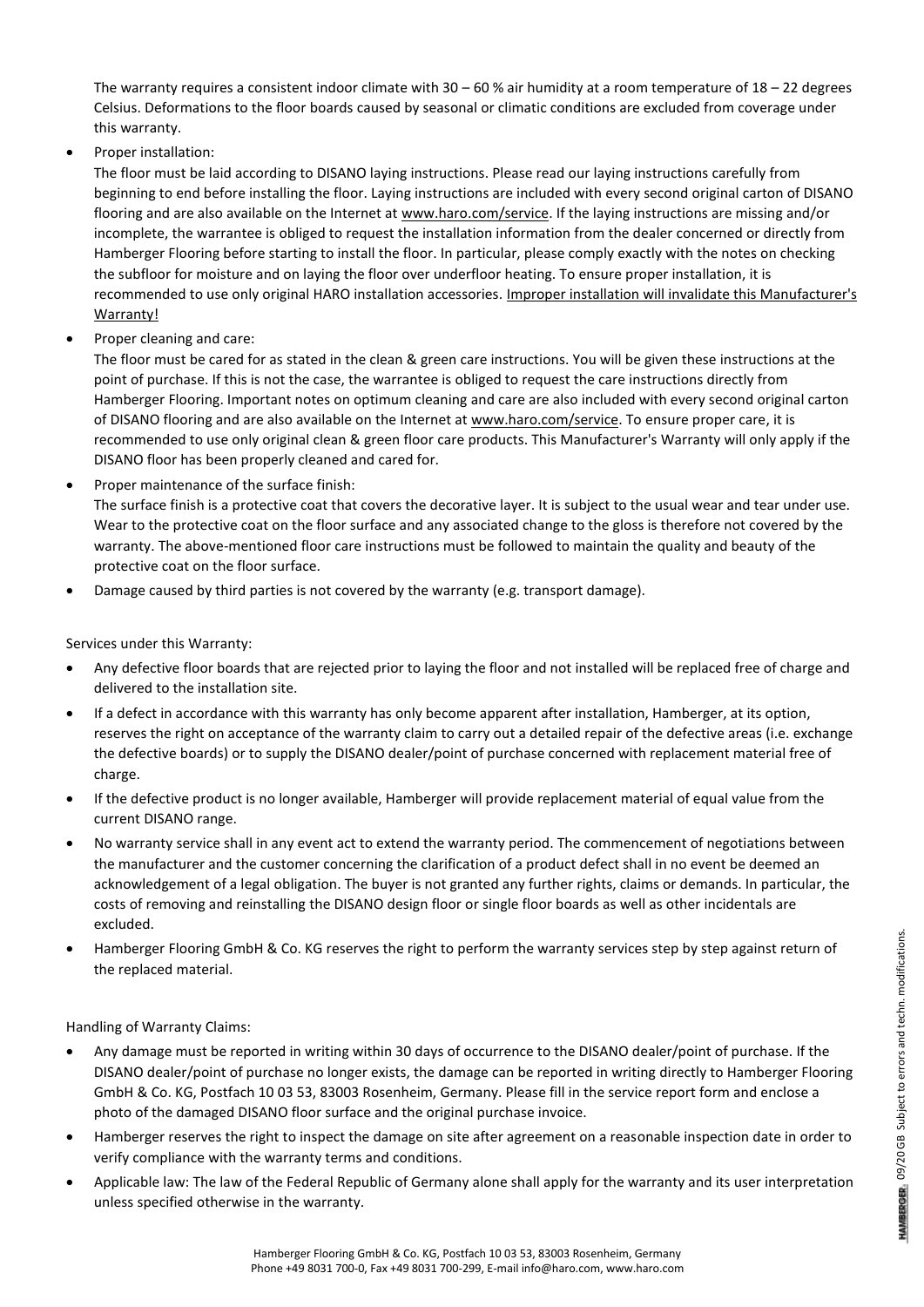The warranty requires a consistent indoor climate with 30 – 60 % air humidity at a room temperature of 18 – 22 degrees Celsius. Deformations to the floor boards caused by seasonal or climatic conditions are excluded from coverage under this warranty.

- Proper installation:
  The floor must be laid according to DISANO laying instructions. Please read our laying instructions carefully from beginning to end before installing the floor. Laying instructions are included with every second original carton of DISANO flooring and are also available on the Internet at www.haro.com/service. If the laying instructions are missing and/or incomplete, the warrantee is obliged to request the installation information from the dealer concerned or directly from Hamberger Flooring before starting to install the floor. In particular, please comply exactly with the notes on checking the subfloor for moisture and on laying the floor over underfloor heating. To ensure proper installation, it is recommended to use only original HARO installation accessories. Improper installation will invalidate this Manufacturer's Warranty!
- Proper cleaning and care:
  The floor must be cared for as stated in the clean & green care instructions. You will be given these instructions at the point of purchase. If this is not the case, the warrantee is obliged to request the care instructions directly from Hamberger Flooring. Important notes on optimum cleaning and care are also included with every second original carton of DISANO flooring and are also available on the Internet at www.haro.com/service. To ensure proper care, it is recommended to use only original clean & green floor care products. This Manufacturer's Warranty will only apply if the DISANO floor has been properly cleaned and cared for.
- Proper maintenance of the surface finish:
  The surface finish is a protective coat that covers the decorative layer. It is subject to the usual wear and tear under use. Wear to the protective coat on the floor surface and any associated change to the gloss is therefore not covered by the warranty. The above-mentioned floor care instructions must be followed to maintain the quality and beauty of the protective coat on the floor surface.
- Damage caused by third parties is not covered by the warranty (e.g. transport damage).

Services under this Warranty:

- Any defective floor boards that are rejected prior to laying the floor and not installed will be replaced free of charge and delivered to the installation site.
- If a defect in accordance with this warranty has only become apparent after installation, Hamberger, at its option, reserves the right on acceptance of the warranty claim to carry out a detailed repair of the defective areas (i.e. exchange the defective boards) or to supply the DISANO dealer/point of purchase concerned with replacement material free of charge.
- If the defective product is no longer available, Hamberger will provide replacement material of equal value from the current DISANO range.
- No warranty service shall in any event act to extend the warranty period. The commencement of negotiations between the manufacturer and the customer concerning the clarification of a product defect shall in no event be deemed an acknowledgement of a legal obligation. The buyer is not granted any further rights, claims or demands. In particular, the costs of removing and reinstalling the DISANO design floor or single floor boards as well as other incidentals are excluded.
- Hamberger Flooring GmbH & Co. KG reserves the right to perform the warranty services step by step against return of the replaced material.

Handling of Warranty Claims:

- Any damage must be reported in writing within 30 days of occurrence to the DISANO dealer/point of purchase. If the DISANO dealer/point of purchase no longer exists, the damage can be reported in writing directly to Hamberger Flooring GmbH & Co. KG, Postfach 10 03 53, 83003 Rosenheim, Germany. Please fill in the service report form and enclose a photo of the damaged DISANO floor surface and the original purchase invoice.
- Hamberger reserves the right to inspect the damage on site after agreement on a reasonable inspection date in order to verify compliance with the warranty terms and conditions.
- Applicable law: The law of the Federal Republic of Germany alone shall apply for the warranty and its user interpretation unless specified otherwise in the warranty.

Hamberger Flooring GmbH & Co. KG, Postfach 10 03 53, 83003 Rosenheim, Germany
Phone +49 8031 700-0, Fax +49 8031 700-299, E-mail info@haro.com, www.haro.com

HAMBERGER 09/20 GB Subject to errors and techn. modifications.